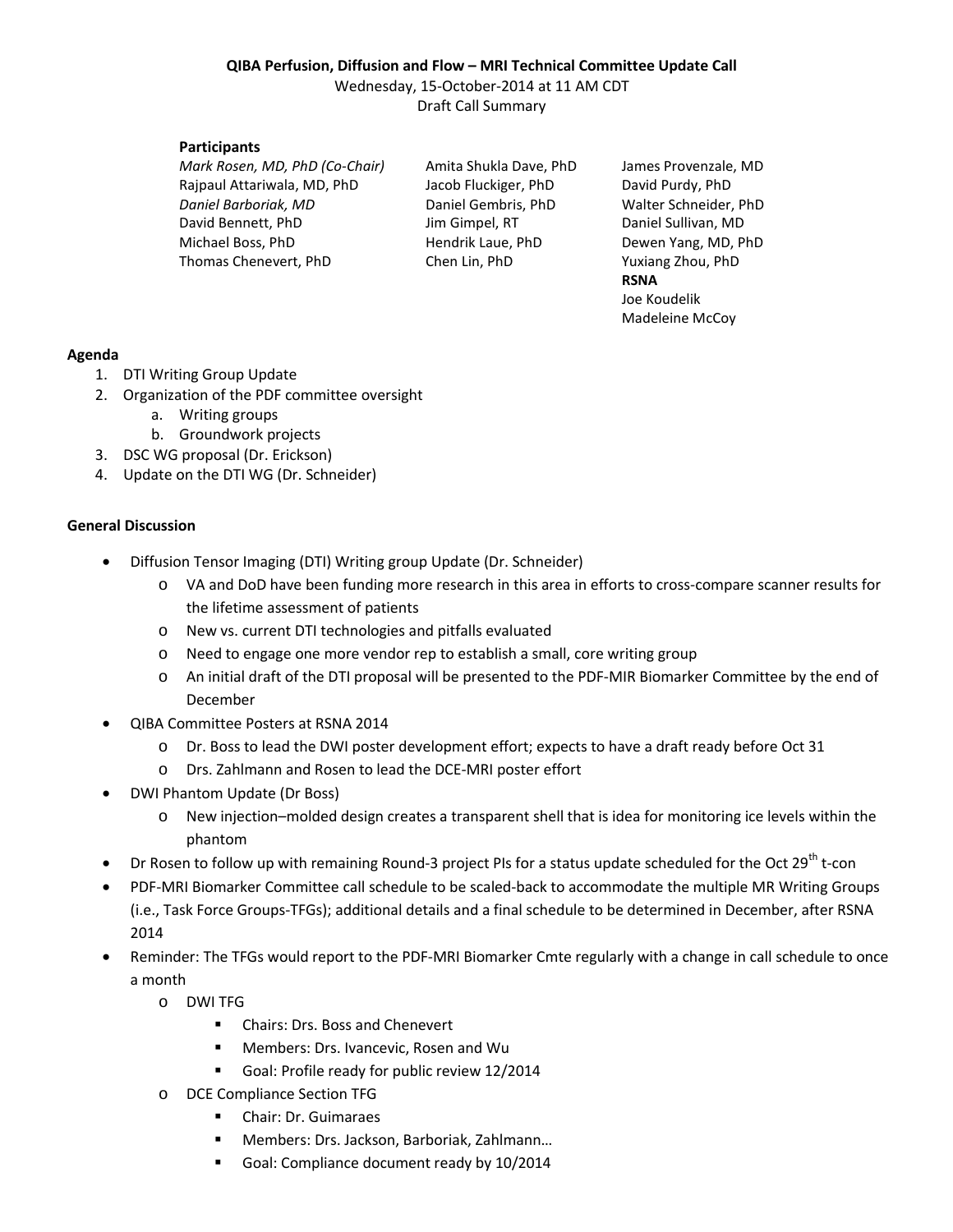**QIBA Perfusion, Diffusion and Flow – MRI Technical Committee Update Call**

Wednesday, 15-October-2014 at 11 AM CDT

Draft Call Summary

**Participants**

| | | |
|---|---|---|
| *Mark Rosen, MD, PhD (Co-Chair)* | Amita Shukla Dave, PhD | James Provenzale, MD |
| Rajpaul Attariwala, MD, PhD | Jacob Fluckiger, PhD | David Purdy, PhD |
| *Daniel Barboriak, MD* | Daniel Gembris, PhD | Walter Schneider, PhD |
| David Bennett, PhD | Jim Gimpel, RT | Daniel Sullivan, MD |
| Michael Boss, PhD | Hendrik Laue, PhD | Dewen Yang, MD, PhD |
| Thomas Chenevert, PhD | Chen Lin, PhD | Yuxiang Zhou, PhD |
| | | **RSNA** |
| | | Joe Koudelik |
| | | Madeleine McCoy |

**Agenda**

1. DTI Writing Group Update
2. Organization of the PDF committee oversight
   a. Writing groups
   b. Groundwork projects
3. DSC WG proposal (Dr. Erickson)
4. Update on the DTI WG (Dr. Schneider)

**General Discussion**

- Diffusion Tensor Imaging (DTI) Writing group Update (Dr. Schneider)
  - VA and DoD have been funding more research in this area in efforts to cross-compare scanner results for the lifetime assessment of patients
  - New vs. current DTI technologies and pitfalls evaluated
  - Need to engage one more vendor rep to establish a small, core writing group
  - An initial draft of the DTI proposal will be presented to the PDF-MIR Biomarker Committee by the end of December
- QIBA Committee Posters at RSNA 2014
  - Dr. Boss to lead the DWI poster development effort; expects to have a draft ready before Oct 31
  - Drs. Zahlmann and Rosen to lead the DCE-MRI poster effort
- DWI Phantom Update (Dr Boss)
  - New injection–molded design creates a transparent shell that is idea for monitoring ice levels within the phantom
- Dr Rosen to follow up with remaining Round-3 project PIs for a status update scheduled for the Oct 29th t-con
- PDF-MRI Biomarker Committee call schedule to be scaled-back to accommodate the multiple MR Writing Groups (i.e., Task Force Groups-TFGs); additional details and a final schedule to be determined in December, after RSNA 2014
- Reminder: The TFGs would report to the PDF-MRI Biomarker Cmte regularly with a change in call schedule to once a month
  - DWI TFG
    - Chairs: Drs. Boss and Chenevert
    - Members: Drs. Ivancevic, Rosen and Wu
    - Goal: Profile ready for public review 12/2014
  - DCE Compliance Section TFG
    - Chair: Dr. Guimaraes
    - Members: Drs. Jackson, Barboriak, Zahlmann…
    - Goal: Compliance document ready by 10/2014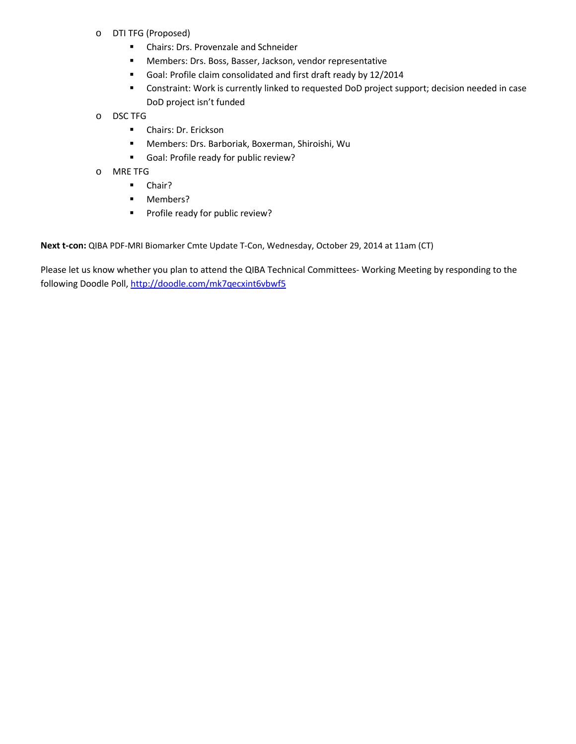- DTI TFG (Proposed)
  - Chairs: Drs. Provenzale and Schneider
  - Members: Drs. Boss, Basser, Jackson, vendor representative
  - Goal: Profile claim consolidated and first draft ready by 12/2014
  - Constraint: Work is currently linked to requested DoD project support; decision needed in case DoD project isn't funded
- DSC TFG
  - Chairs: Dr. Erickson
  - Members: Drs. Barboriak, Boxerman, Shiroishi, Wu
  - Goal: Profile ready for public review?
- MRE TFG
  - Chair?
  - Members?
  - Profile ready for public review?

**Next t-con:** QIBA PDF-MRI Biomarker Cmte Update T-Con, Wednesday, October 29, 2014 at 11am (CT)

Please let us know whether you plan to attend the QIBA Technical Committees- Working Meeting by responding to the following Doodle Poll, http://doodle.com/mk7qecxint6vbwf5